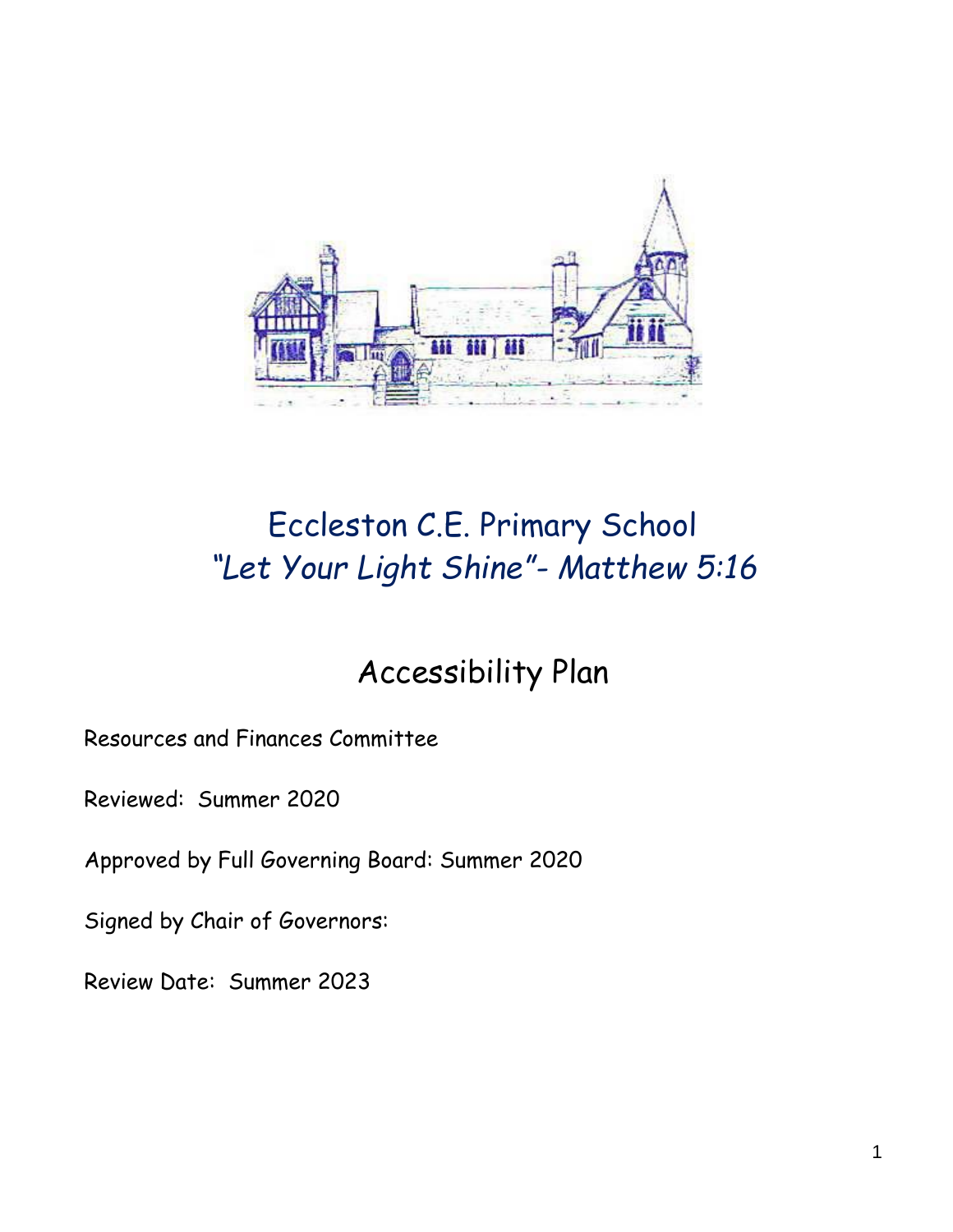# Eccleston C.E. Primary School

## *"Let Your Light Shine"- Matthew 5:16*

## Accessibility Plan

Resources and Finances Committee

Reviewed: Summer 2020

Approved by Full Governing Board: Summer 2020

Signed by Chair of Governors:

Review Date: Summer 2023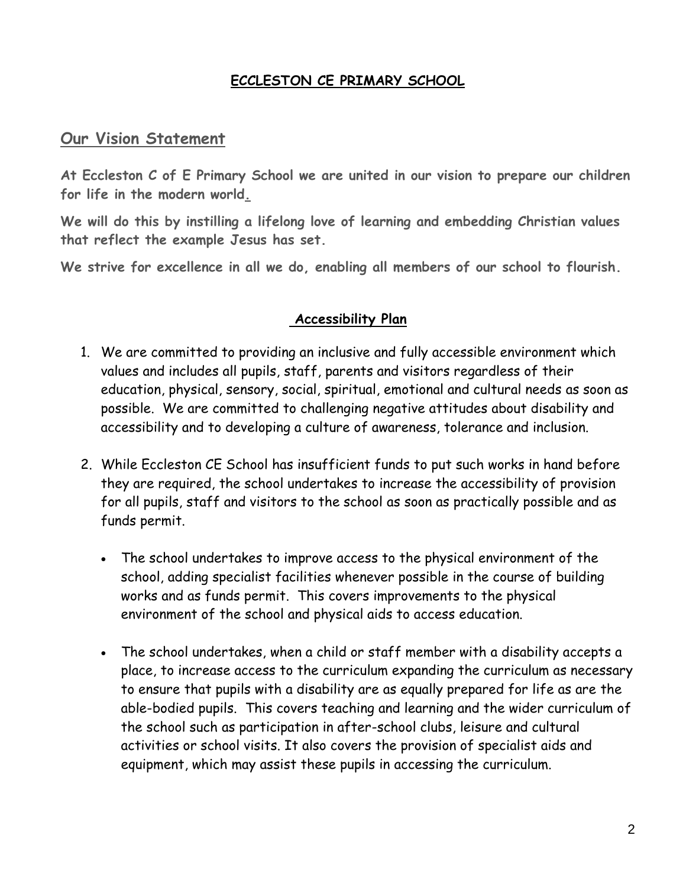# **ECCLESTON CE PRIMARY SCHOOL**

## Our Vision Statement

**At Eccleston C of E Primary School we are united in our vision to prepare our children for life in the modern world.**

**We will do this by instilling a lifelong love of learning and embedding Christian values that reflect the example Jesus has set.**

**We strive for excellence in all we do, enabling all members of our school to flourish.**

### **Accessibility Plan**

1. We are committed to providing an inclusive and fully accessible environment which values and includes all pupils, staff, parents and visitors regardless of their education, physical, sensory, social, spiritual, emotional and cultural needs as soon as possible. We are committed to challenging negative attitudes about disability and accessibility and to developing a culture of awareness, tolerance and inclusion.

2. While Eccleston CE School has insufficient funds to put such works in hand before they are required, the school undertakes to increase the accessibility of provision for all pupils, staff and visitors to the school as soon as practically possible and as funds permit.

    - The school undertakes to improve access to the physical environment of the school, adding specialist facilities whenever possible in the course of building works and as funds permit. This covers improvements to the physical environment of the school and physical aids to access education.

    - The school undertakes, when a child or staff member with a disability accepts a place, to increase access to the curriculum expanding the curriculum as necessary to ensure that pupils with a disability are as equally prepared for life as are the able-bodied pupils. This covers teaching and learning and the wider curriculum of the school such as participation in after-school clubs, leisure and cultural activities or school visits. It also covers the provision of specialist aids and equipment, which may assist these pupils in accessing the curriculum.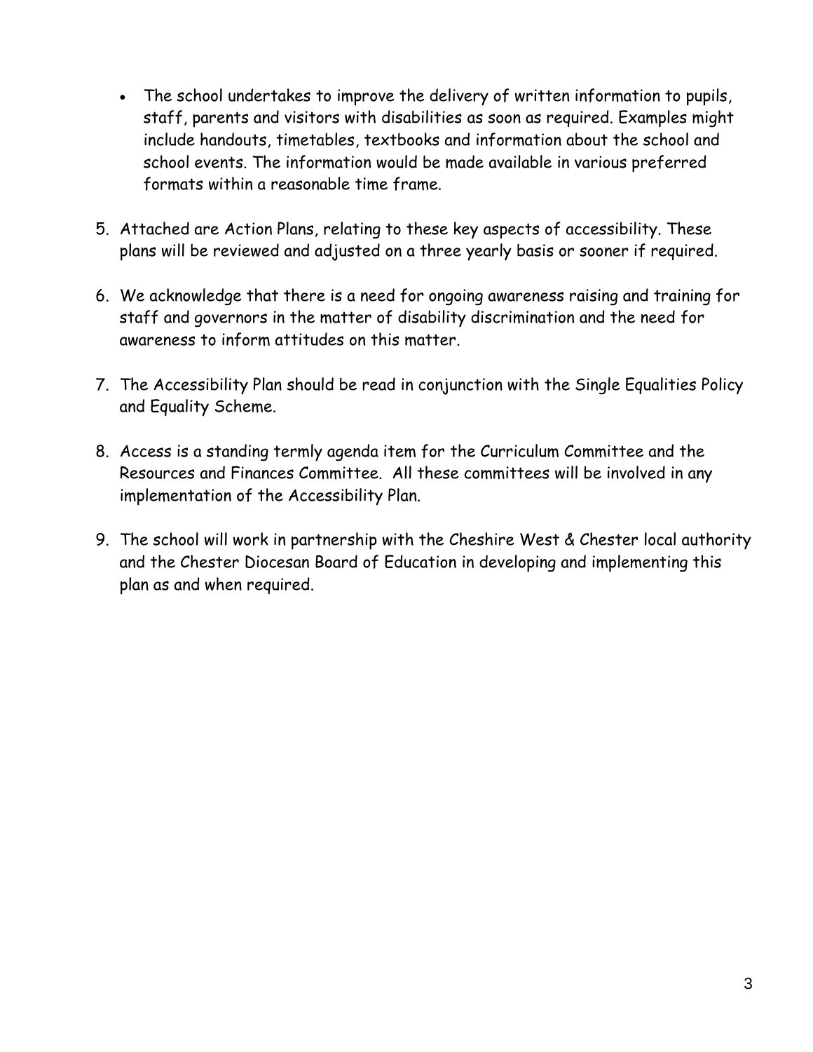- The school undertakes to improve the delivery of written information to pupils, staff, parents and visitors with disabilities as soon as required. Examples might include handouts, timetables, textbooks and information about the school and school events. The information would be made available in various preferred formats within a reasonable time frame.

5. Attached are Action Plans, relating to these key aspects of accessibility. These plans will be reviewed and adjusted on a three yearly basis or sooner if required.

6. We acknowledge that there is a need for ongoing awareness raising and training for staff and governors in the matter of disability discrimination and the need for awareness to inform attitudes on this matter.

7. The Accessibility Plan should be read in conjunction with the Single Equalities Policy and Equality Scheme.

8. Access is a standing termly agenda item for the Curriculum Committee and the Resources and Finances Committee. All these committees will be involved in any implementation of the Accessibility Plan.

9. The school will work in partnership with the Cheshire West & Chester local authority and the Chester Diocesan Board of Education in developing and implementing this plan as and when required.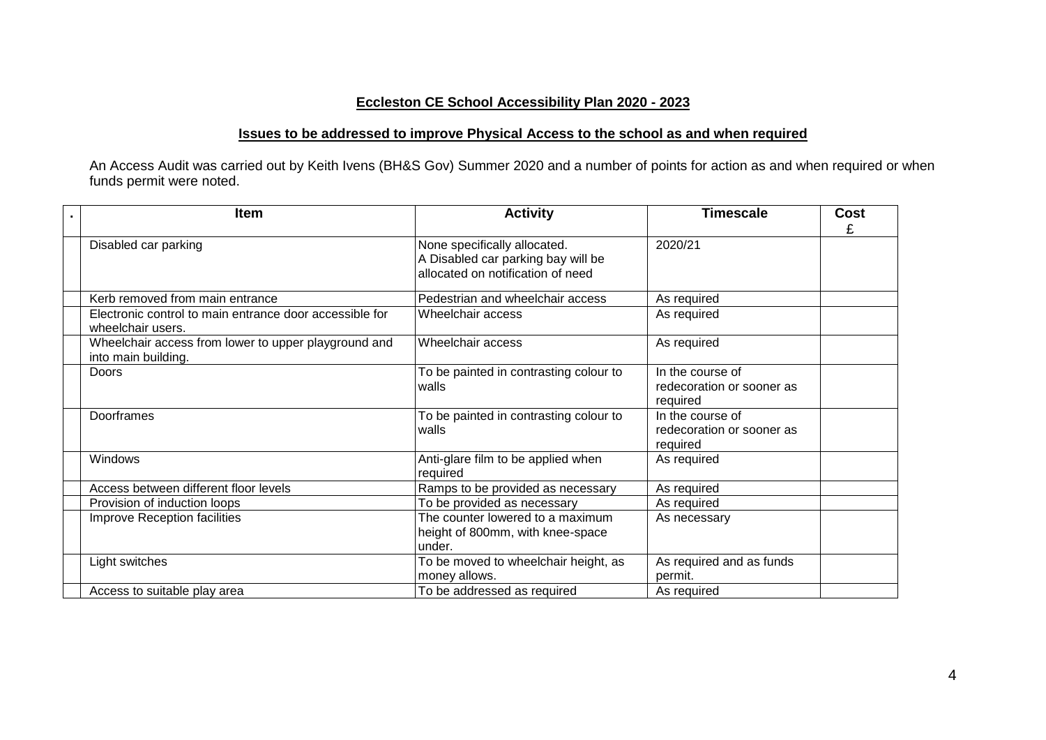**Eccleston CE School Accessibility Plan 2020 - 2023**

**Issues to be addressed to improve Physical Access to the school as and when required**

An Access Audit was carried out by Keith Ivens (BH&S Gov) Summer 2020 and a number of points for action as and when required or when funds permit were noted.

| . | Item | Activity | Timescale | Cost £ |
|---|---|---|---|---|
| | Disabled car parking | None specifically allocated. A Disabled car parking bay will be allocated on notification of need | 2020/21 | |
| | Kerb removed from main entrance | Pedestrian and wheelchair access | As required | |
| | Electronic control to main entrance door accessible for wheelchair users. | Wheelchair access | As required | |
| | Wheelchair access from lower to upper playground and into main building. | Wheelchair access | As required | |
| | Doors | To be painted in contrasting colour to walls | In the course of redecoration or sooner as required | |
| | Doorframes | To be painted in contrasting colour to walls | In the course of redecoration or sooner as required | |
| | Windows | Anti-glare film to be applied when required | As required | |
| | Access between different floor levels | Ramps to be provided as necessary | As required | |
| | Provision of induction loops | To be provided as necessary | As required | |
| | Improve Reception facilities | The counter lowered to a maximum height of 800mm, with knee-space under. | As necessary | |
| | Light switches | To be moved to wheelchair height, as money allows. | As required and as funds permit. | |
| | Access to suitable play area | To be addressed as required | As required | |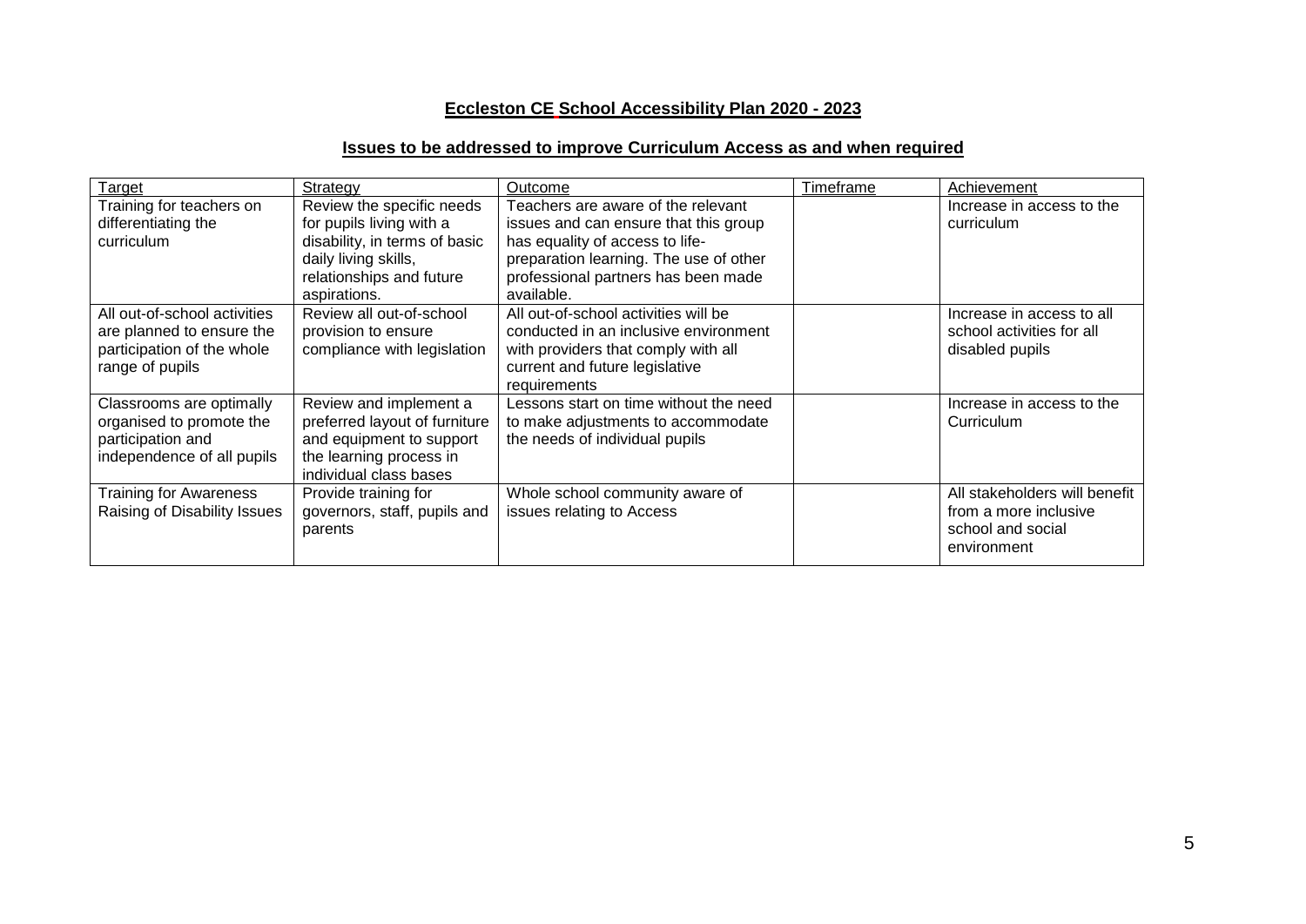## Eccleston CE School Accessibility Plan 2020 - 2023

## Issues to be addressed to improve Curriculum Access as and when required

| Target | Strategy | Outcome | Timeframe | Achievement |
|---|---|---|---|---|
| Training for teachers on differentiating the curriculum | Review the specific needs for pupils living with a disability, in terms of basic daily living skills, relationships and future aspirations. | Teachers are aware of the relevant issues and can ensure that this group has equality of access to life-preparation learning. The use of other professional partners has been made available. | | Increase in access to the curriculum |
| All out-of-school activities are planned to ensure the participation of the whole range of pupils | Review all out-of-school provision to ensure compliance with legislation | All out-of-school activities will be conducted in an inclusive environment with providers that comply with all current and future legislative requirements | | Increase in access to all school activities for all disabled pupils |
| Classrooms are optimally organised to promote the participation and independence of all pupils | Review and implement a preferred layout of furniture and equipment to support the learning process in individual class bases | Lessons start on time without the need to make adjustments to accommodate the needs of individual pupils | | Increase in access to the Curriculum |
| Training for Awareness Raising of Disability Issues | Provide training for governors, staff, pupils and parents | Whole school community aware of issues relating to Access | | All stakeholders will benefit from a more inclusive school and social environment |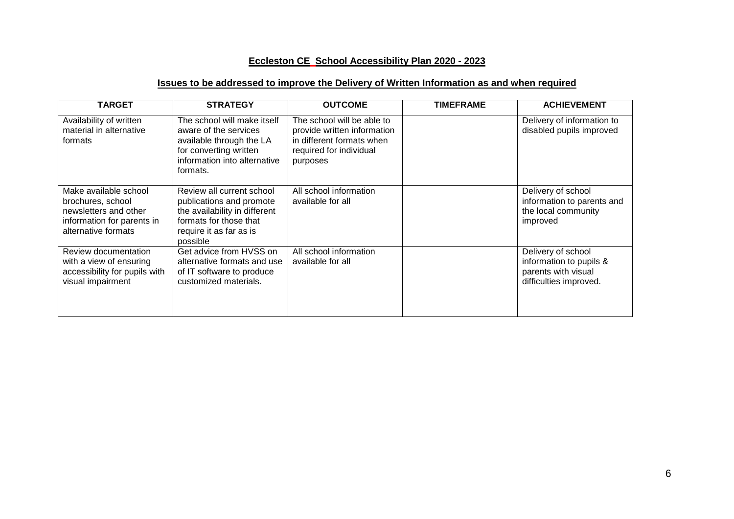# **Eccleston CE School Accessibility Plan 2020 - 2023**

## **Issues to be addressed to improve the Delivery of Written Information as and when required**

| TARGET | STRATEGY | OUTCOME | TIMEFRAME | ACHIEVEMENT |
|---|---|---|---|---|
| Availability of written material in alternative formats | The school will make itself aware of the services available through the LA for converting written information into alternative formats. | The school will be able to provide written information in different formats when required for individual purposes | | Delivery of information to disabled pupils improved |
| Make available school brochures, school newsletters and other information for parents in alternative formats | Review all current school publications and promote the availability in different formats for those that require it as far as is possible | All school information available for all | | Delivery of school information to parents and the local community improved |
| Review documentation with a view of ensuring accessibility for pupils with visual impairment | Get advice from HVSS on alternative formats and use of IT software to produce customized materials. | All school information available for all | | Delivery of school information to pupils & parents with visual difficulties improved. |